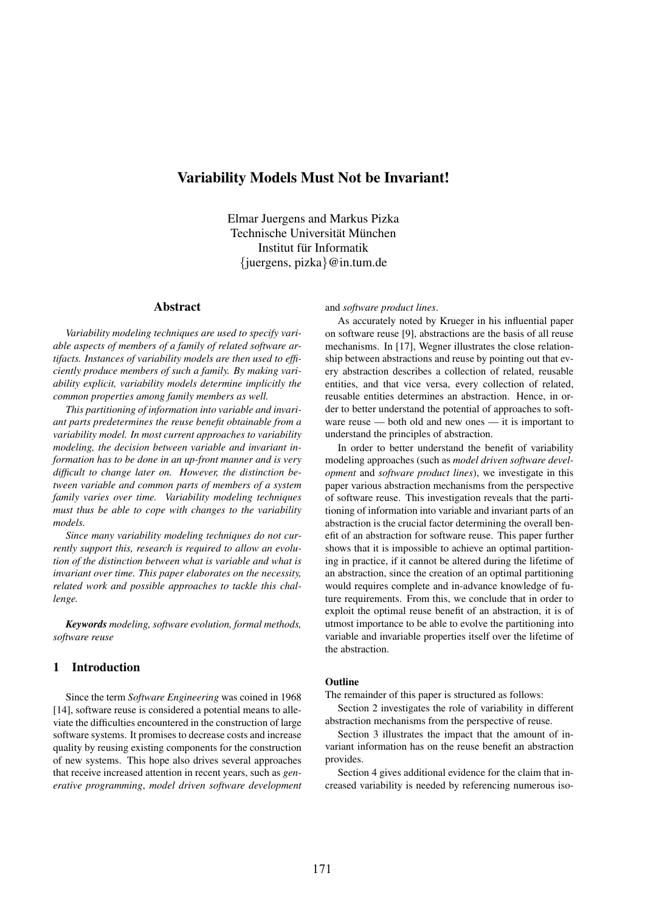# Variability Models Must Not be Invariant!

Elmar Juergens and Markus Pizka
Technische Universität München
Institut für Informatik
{juergens, pizka}@in.tum.de

## Abstract

*Variability modeling techniques are used to specify variable aspects of members of a family of related software artifacts. Instances of variability models are then used to efficiently produce members of such a family. By making variability explicit, variability models determine implicitly the common properties among family members as well.*

*This partitioning of information into variable and invariant parts predetermines the reuse benefit obtainable from a variability model. In most current approaches to variability modeling, the decision between variable and invariant information has to be done in an up-front manner and is very difficult to change later on. However, the distinction between variable and common parts of members of a system family varies over time. Variability modeling techniques must thus be able to cope with changes to the variability models.*

*Since many variability modeling techniques do not currently support this, research is required to allow an evolution of the distinction between what is variable and what is invariant over time. This paper elaborates on the necessity, related work and possible approaches to tackle this challenge.*

***Keywords*** *modeling, software evolution, formal methods, software reuse*

## 1 Introduction

Since the term *Software Engineering* was coined in 1968 [14], software reuse is considered a potential means to alleviate the difficulties encountered in the construction of large software systems. It promises to decrease costs and increase quality by reusing existing components for the construction of new systems. This hope also drives several approaches that receive increased attention in recent years, such as *generative programming*, *model driven software development* and *software product lines*.

As accurately noted by Krueger in his influential paper on software reuse [9], abstractions are the basis of all reuse mechanisms. In [17], Wegner illustrates the close relationship between abstractions and reuse by pointing out that every abstraction describes a collection of related, reusable entities, and that vice versa, every collection of related, reusable entities determines an abstraction. Hence, in order to better understand the potential of approaches to software reuse — both old and new ones — it is important to understand the principles of abstraction.

In order to better understand the benefit of variability modeling approaches (such as *model driven software development* and *software product lines*), we investigate in this paper various abstraction mechanisms from the perspective of software reuse. This investigation reveals that the partitioning of information into variable and invariant parts of an abstraction is the crucial factor determining the overall benefit of an abstraction for software reuse. This paper further shows that it is impossible to achieve an optimal partitioning in practice, if it cannot be altered during the lifetime of an abstraction, since the creation of an optimal partitioning would requires complete and in-advance knowledge of future requirements. From this, we conclude that in order to exploit the optimal reuse benefit of an abstraction, it is of utmost importance to be able to evolve the partitioning into variable and invariable properties itself over the lifetime of the abstraction.

**Outline**
The remainder of this paper is structured as follows:

Section 2 investigates the role of variability in different abstraction mechanisms from the perspective of reuse.

Section 3 illustrates the impact that the amount of invariant information has on the reuse benefit an abstraction provides.

Section 4 gives additional evidence for the claim that increased variability is needed by referencing numerous iso-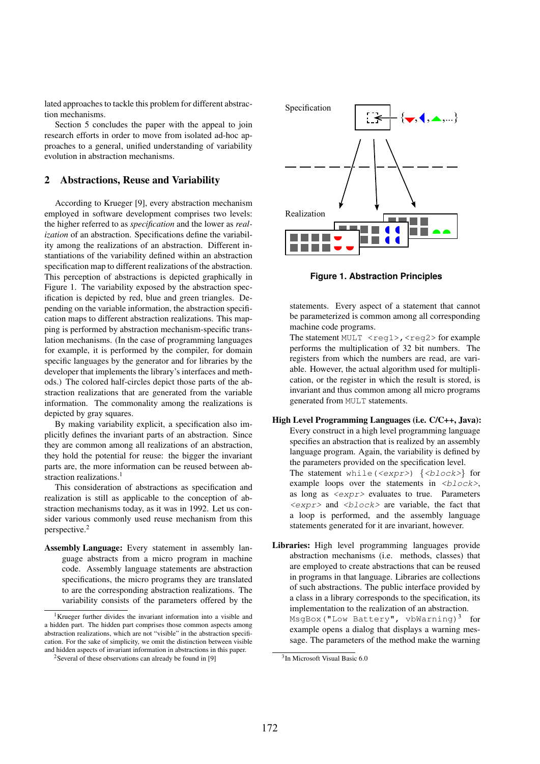lated approaches to tackle this problem for different abstraction mechanisms.

Section 5 concludes the paper with the appeal to join research efforts in order to move from isolated ad-hoc approaches to a general, unified understanding of variability evolution in abstraction mechanisms.

## 2 Abstractions, Reuse and Variability

According to Krueger [9], every abstraction mechanism employed in software development comprises two levels: the higher referred to as *specification* and the lower as *realization* of an abstraction. Specifications define the variability among the realizations of an abstraction. Different instantiations of the variability defined within an abstraction specification map to different realizations of the abstraction. This perception of abstractions is depicted graphically in Figure 1. The variability exposed by the abstraction specification is depicted by red, blue and green triangles. Depending on the variable information, the abstraction specification maps to different abstraction realizations. This mapping is performed by abstraction mechanism-specific translation mechanisms. (In the case of programming languages for example, it is performed by the compiler, for domain specific languages by the generator and for libraries by the developer that implements the library's interfaces and methods.) The colored half-circles depict those parts of the abstraction realizations that are generated from the variable information. The commonality among the realizations is depicted by gray squares.

By making variability explicit, a specification also implicitly defines the invariant parts of an abstraction. Since they are common among all realizations of an abstraction, they hold the potential for reuse: the bigger the invariant parts are, the more information can be reused between abstraction realizations.[1]

This consideration of abstractions as specification and realization is still as applicable to the conception of abstraction mechanisms today, as it was in 1992. Let us consider various commonly used reuse mechanism from this perspective.[2]

**Assembly Language:** Every statement in assembly language abstracts from a micro program in machine code. Assembly language statements are abstraction specifications, the micro programs they are translated to are the corresponding abstraction realizations. The variability consists of the parameters offered by the statements. Every aspect of a statement that cannot be parameterized is common among all corresponding machine code programs.
The statement `MULT <reg1>,<reg2>` for example performs the multiplication of 32 bit numbers. The registers from which the numbers are read, are variable. However, the actual algorithm used for multiplication, or the register in which the result is stored, is invariant and thus common among all micro programs generated from `MULT` statements.

**High Level Programming Languages (i.e. C/C++, Java):** Every construct in a high level programming language specifies an abstraction that is realized by an assembly language program. Again, the variability is defined by the parameters provided on the specification level.
The statement `while(<expr>) {<block>}` for example loops over the statements in `<block>`, as long as `<expr>` evaluates to true. Parameters `<expr>` and `<block>` are variable, the fact that a loop is performed, and the assembly language statements generated for it are invariant, however.

**Libraries:** High level programming languages provide abstraction mechanisms (i.e. methods, classes) that are employed to create abstractions that can be reused in programs in that language. Libraries are collections of such abstractions. The public interface provided by a class in a library corresponds to the specification, its implementation to the realization of an abstraction.
`MsgBox("Low Battery", vbWarning)`[3] for example opens a dialog that displays a warning message. The parameters of the method make the warning

Figure 1. Abstraction Principles

[1] Krueger further divides the invariant information into a visible and a hidden part. The hidden part comprises those common aspects among abstraction realizations, which are not "visible" in the abstraction specification. For the sake of simplicity, we omit the distinction between visible and hidden aspects of invariant information in abstractions in this paper.

[2] Several of these observations can already be found in [9]

[3] In Microsoft Visual Basic 6.0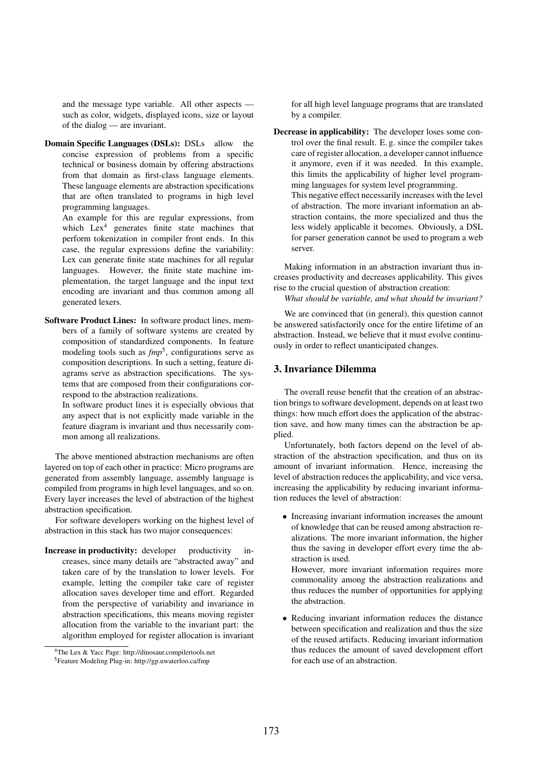and the message type variable. All other aspects — such as color, widgets, displayed icons, size or layout of the dialog — are invariant.

**Domain Specific Languages (DSLs):** DSLs allow the concise expression of problems from a specific technical or business domain by offering abstractions from that domain as first-class language elements. These language elements are abstraction specifications that are often translated to programs in high level programming languages.

An example for this are regular expressions, from which Lex[4] generates finite state machines that perform tokenization in compiler front ends. In this case, the regular expressions define the variability: Lex can generate finite state machines for all regular languages. However, the finite state machine implementation, the target language and the input text encoding are invariant and thus common among all generated lexers.

**Software Product Lines:** In software product lines, members of a family of software systems are created by composition of standardized components. In feature modeling tools such as *fmp*[5], configurations serve as composition descriptions. In such a setting, feature diagrams serve as abstraction specifications. The systems that are composed from their configurations correspond to the abstraction realizations.

In software product lines it is especially obvious that any aspect that is not explicitly made variable in the feature diagram is invariant and thus necessarily common among all realizations.

The above mentioned abstraction mechanisms are often layered on top of each other in practice: Micro programs are generated from assembly language, assembly language is compiled from programs in high level languages, and so on. Every layer increases the level of abstraction of the highest abstraction specification.

For software developers working on the highest level of abstraction in this stack has two major consequences:

**Increase in productivity:** developer productivity increases, since many details are "abstracted away" and taken care of by the translation to lower levels. For example, letting the compiler take care of register allocation saves developer time and effort. Regarded from the perspective of variability and invariance in abstraction specifications, this means moving register allocation from the variable to the invariant part: the algorithm employed for register allocation is invariant for all high level language programs that are translated by a compiler.

**Decrease in applicability:** The developer loses some control over the final result. E. g. since the compiler takes care of register allocation, a developer cannot influence it anymore, even if it was needed. In this example, this limits the applicability of higher level programming languages for system level programming.

This negative effect necessarily increases with the level of abstraction. The more invariant information an abstraction contains, the more specialized and thus the less widely applicable it becomes. Obviously, a DSL for parser generation cannot be used to program a web server.

Making information in an abstraction invariant thus increases productivity and decreases applicability. This gives rise to the crucial question of abstraction creation:

*What should be variable, and what should be invariant?*

We are convinced that (in general), this question cannot be answered satisfactorily once for the entire lifetime of an abstraction. Instead, we believe that it must evolve continuously in order to reflect unanticipated changes.

## 3. Invariance Dilemma

The overall reuse benefit that the creation of an abstraction brings to software development, depends on at least two things: how much effort does the application of the abstraction save, and how many times can the abstraction be applied.

Unfortunately, both factors depend on the level of abstraction of the abstraction specification, and thus on its amount of invariant information. Hence, increasing the level of abstraction reduces the applicability, and vice versa, increasing the applicability by reducing invariant information reduces the level of abstraction:

- Increasing invariant information increases the amount of knowledge that can be reused among abstraction realizations. The more invariant information, the higher thus the saving in developer effort every time the abstraction is used.

  However, more invariant information requires more commonality among the abstraction realizations and thus reduces the number of opportunities for applying the abstraction.

- Reducing invariant information reduces the distance between specification and realization and thus the size of the reused artifacts. Reducing invariant information thus reduces the amount of saved development effort for each use of an abstraction.

---

[4] The Lex & Yacc Page: http://dinosaur.compilertools.net

[5] Feature Modeling Plug-in: http://gp.uwaterloo.ca/fmp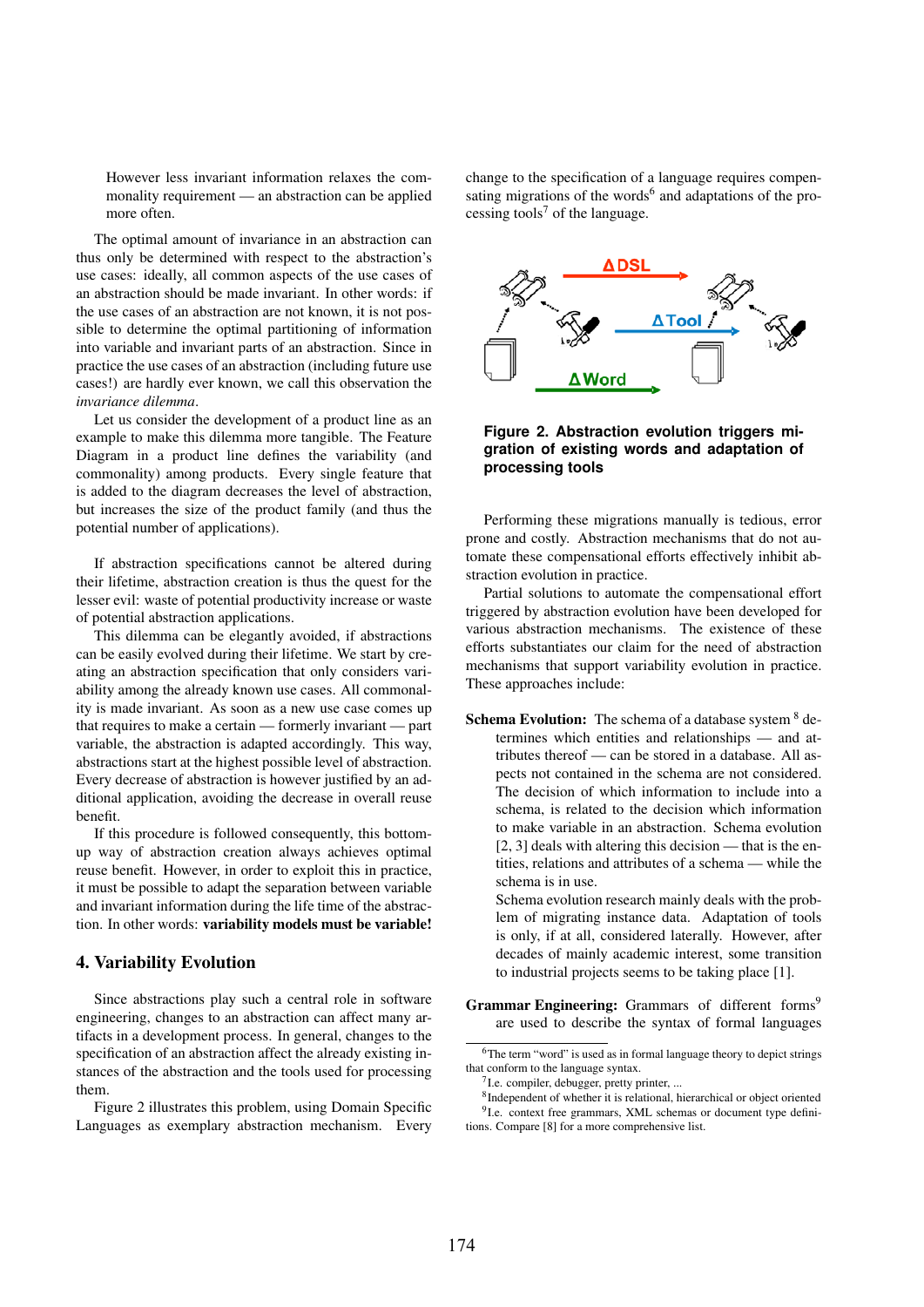However less invariant information relaxes the commonality requirement — an abstraction can be applied more often.

The optimal amount of invariance in an abstraction can thus only be determined with respect to the abstraction's use cases: ideally, all common aspects of the use cases of an abstraction should be made invariant. In other words: if the use cases of an abstraction are not known, it is not possible to determine the optimal partitioning of information into variable and invariant parts of an abstraction. Since in practice the use cases of an abstraction (including future use cases!) are hardly ever known, we call this observation the *invariance dilemma*.

Let us consider the development of a product line as an example to make this dilemma more tangible. The Feature Diagram in a product line defines the variability (and commonality) among products. Every single feature that is added to the diagram decreases the level of abstraction, but increases the size of the product family (and thus the potential number of applications).

If abstraction specifications cannot be altered during their lifetime, abstraction creation is thus the quest for the lesser evil: waste of potential productivity increase or waste of potential abstraction applications.

This dilemma can be elegantly avoided, if abstractions can be easily evolved during their lifetime. We start by creating an abstraction specification that only considers variability among the already known use cases. All commonality is made invariant. As soon as a new use case comes up that requires to make a certain — formerly invariant — part variable, the abstraction is adapted accordingly. This way, abstractions start at the highest possible level of abstraction. Every decrease of abstraction is however justified by an additional application, avoiding the decrease in overall reuse benefit.

If this procedure is followed consequently, this bottom-up way of abstraction creation always achieves optimal reuse benefit. However, in order to exploit this in practice, it must be possible to adapt the separation between variable and invariant information during the life time of the abstraction. In other words: **variability models must be variable!**

## 4. Variability Evolution

Since abstractions play such a central role in software engineering, changes to an abstraction can affect many artifacts in a development process. In general, changes to the specification of an abstraction affect the already existing instances of the abstraction and the tools used for processing them.

Figure 2 illustrates this problem, using Domain Specific Languages as exemplary abstraction mechanism. Every change to the specification of a language requires compensating migrations of the words[6] and adaptations of the processing tools[7] of the language.

**Figure 2. Abstraction evolution triggers migration of existing words and adaptation of processing tools**

Performing these migrations manually is tedious, error prone and costly. Abstraction mechanisms that do not automate these compensational efforts effectively inhibit abstraction evolution in practice.

Partial solutions to automate the compensational effort triggered by abstraction evolution have been developed for various abstraction mechanisms. The existence of these efforts substantiates our claim for the need of abstraction mechanisms that support variability evolution in practice. These approaches include:

**Schema Evolution:** The schema of a database system [8] determines which entities and relationships — and attributes thereof — can be stored in a database. All aspects not contained in the schema are not considered. The decision of which information to include into a schema, is related to the decision which information to make variable in an abstraction. Schema evolution [2, 3] deals with altering this decision — that is the entities, relations and attributes of a schema — while the schema is in use.

Schema evolution research mainly deals with the problem of migrating instance data. Adaptation of tools is only, if at all, considered laterally. However, after decades of mainly academic interest, some transition to industrial projects seems to be taking place [1].

**Grammar Engineering:** Grammars of different forms[9] are used to describe the syntax of formal languages

[6] The term "word" is used as in formal language theory to depict strings that conform to the language syntax.

[7] I.e. compiler, debugger, pretty printer, ...

[8] Independent of whether it is relational, hierarchical or object oriented

[9] I.e. context free grammars, XML schemas or document type definitions. Compare [8] for a more comprehensive list.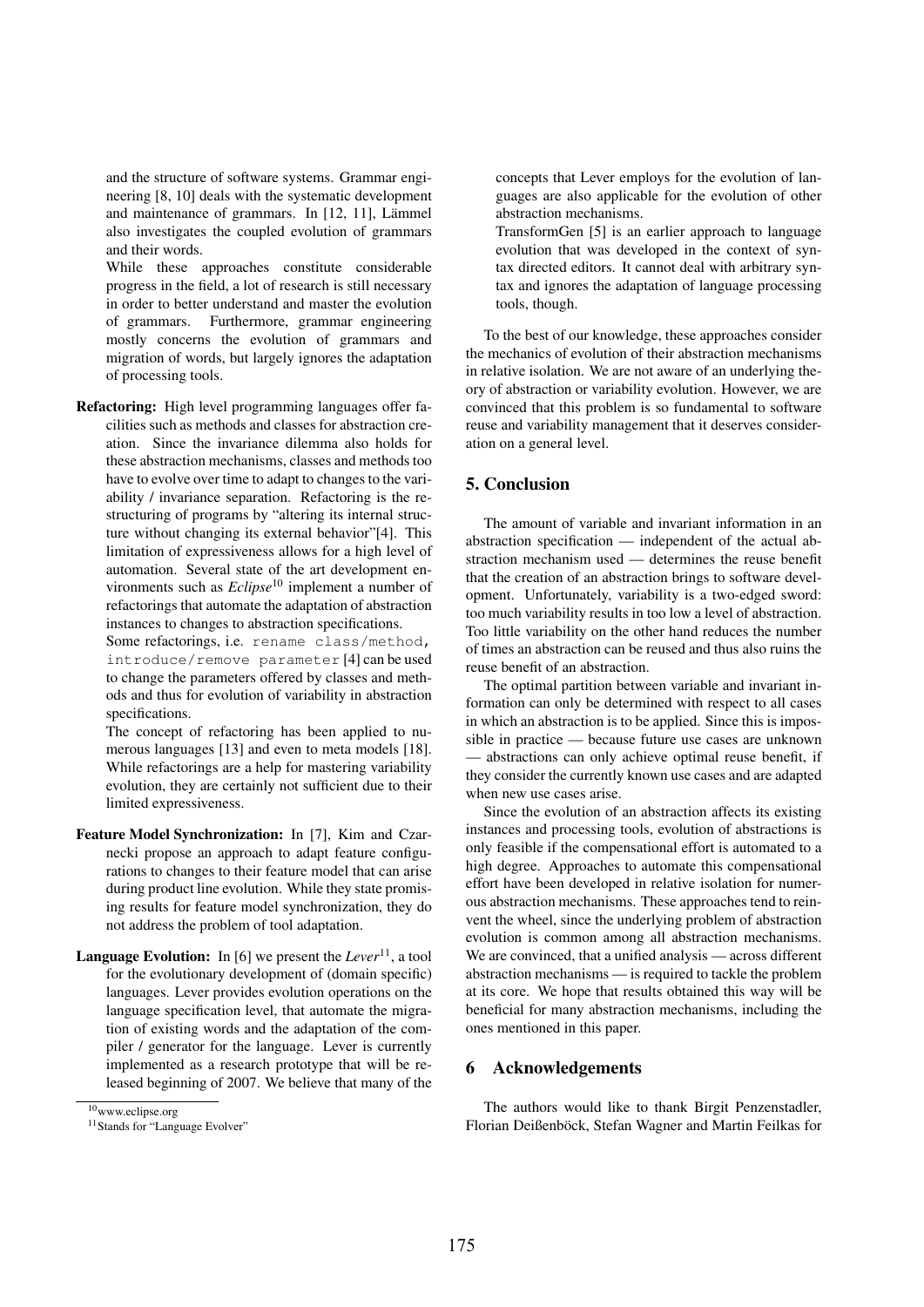and the structure of software systems. Grammar engineering [8, 10] deals with the systematic development and maintenance of grammars. In [12, 11], Lämmel also investigates the coupled evolution of grammars and their words.

While these approaches constitute considerable progress in the field, a lot of research is still necessary in order to better understand and master the evolution of grammars. Furthermore, grammar engineering mostly concerns the evolution of grammars and migration of words, but largely ignores the adaptation of processing tools.

**Refactoring:** High level programming languages offer facilities such as methods and classes for abstraction creation. Since the invariance dilemma also holds for these abstraction mechanisms, classes and methods too have to evolve over time to adapt to changes to the variability / invariance separation. Refactoring is the restructuring of programs by "altering its internal structure without changing its external behavior"[4]. This limitation of expressiveness allows for a high level of automation. Several state of the art development environments such as *Eclipse*[10] implement a number of refactorings that automate the adaptation of abstraction instances to changes to abstraction specifications.

Some refactorings, i.e. `rename class/method`, `introduce/remove parameter` [4] can be used to change the parameters offered by classes and methods and thus for evolution of variability in abstraction specifications.

The concept of refactoring has been applied to numerous languages [13] and even to meta models [18]. While refactorings are a help for mastering variability evolution, they are certainly not sufficient due to their limited expressiveness.

**Feature Model Synchronization:** In [7], Kim and Czarnecki propose an approach to adapt feature configurations to changes to their feature model that can arise during product line evolution. While they state promising results for feature model synchronization, they do not address the problem of tool adaptation.

**Language Evolution:** In [6] we present the *Lever*[11], a tool for the evolutionary development of (domain specific) languages. Lever provides evolution operations on the language specification level, that automate the migration of existing words and the adaptation of the compiler / generator for the language. Lever is currently implemented as a research prototype that will be released beginning of 2007. We believe that many of the concepts that Lever employs for the evolution of languages are also applicable for the evolution of other abstraction mechanisms.

TransformGen [5] is an earlier approach to language evolution that was developed in the context of syntax directed editors. It cannot deal with arbitrary syntax and ignores the adaptation of language processing tools, though.

To the best of our knowledge, these approaches consider the mechanics of evolution of their abstraction mechanisms in relative isolation. We are not aware of an underlying theory of abstraction or variability evolution. However, we are convinced that this problem is so fundamental to software reuse and variability management that it deserves consideration on a general level.

## 5. Conclusion

The amount of variable and invariant information in an abstraction specification — independent of the actual abstraction mechanism used — determines the reuse benefit that the creation of an abstraction brings to software development. Unfortunately, variability is a two-edged sword: too much variability results in too low a level of abstraction. Too little variability on the other hand reduces the number of times an abstraction can be reused and thus also ruins the reuse benefit of an abstraction.

The optimal partition between variable and invariant information can only be determined with respect to all cases in which an abstraction is to be applied. Since this is impossible in practice — because future use cases are unknown — abstractions can only achieve optimal reuse benefit, if they consider the currently known use cases and are adapted when new use cases arise.

Since the evolution of an abstraction affects its existing instances and processing tools, evolution of abstractions is only feasible if the compensational effort is automated to a high degree. Approaches to automate this compensational effort have been developed in relative isolation for numerous abstraction mechanisms. These approaches tend to reinvent the wheel, since the underlying problem of abstraction evolution is common among all abstraction mechanisms. We are convinced, that a unified analysis — across different abstraction mechanisms — is required to tackle the problem at its core. We hope that results obtained this way will be beneficial for many abstraction mechanisms, including the ones mentioned in this paper.

## 6 Acknowledgements

The authors would like to thank Birgit Penzenstadler, Florian Deißenböck, Stefan Wagner and Martin Feilkas for

[10] www.eclipse.org

[11] Stands for "Language Evolver"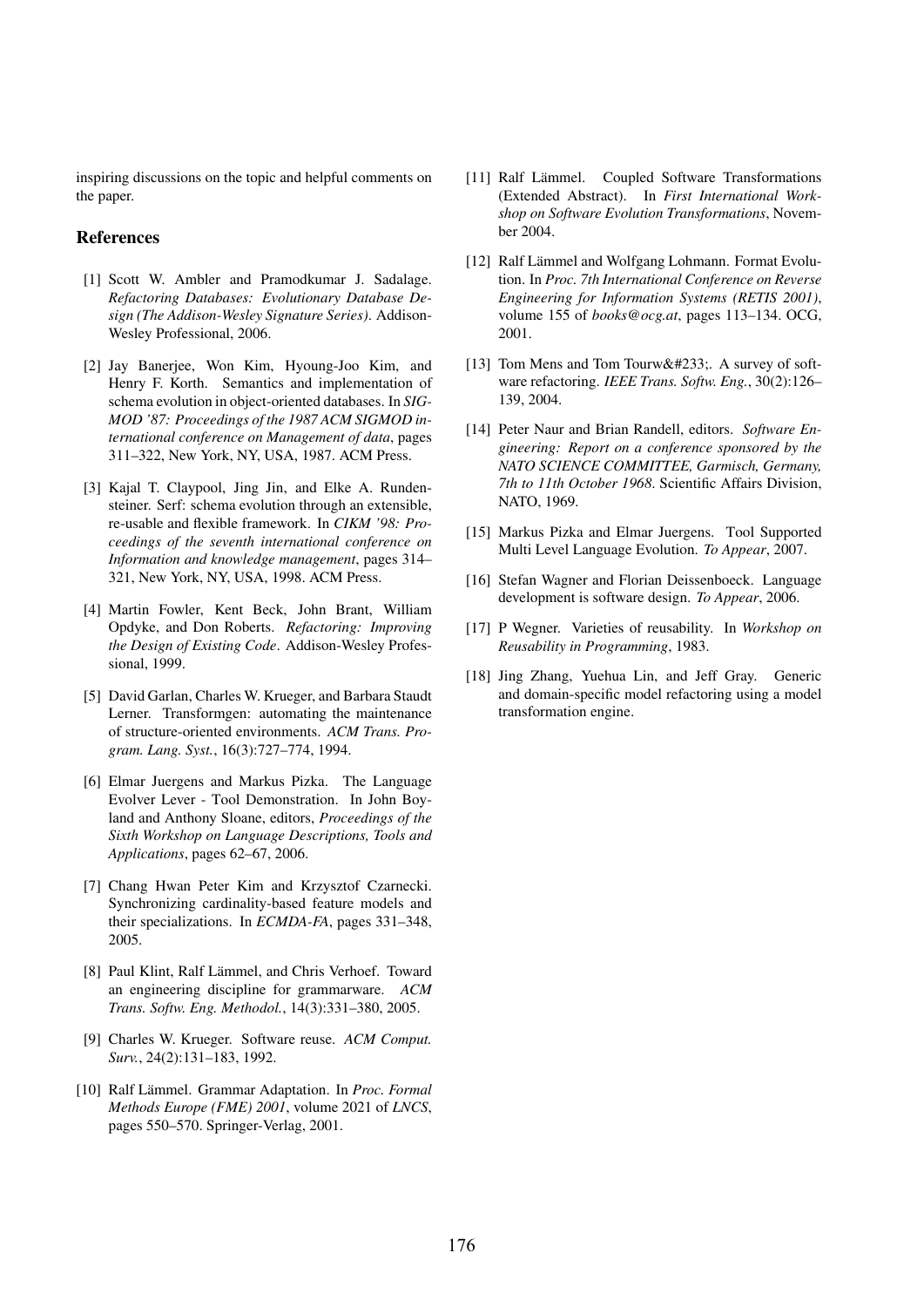inspiring discussions on the topic and helpful comments on the paper.

## References

[1] Scott W. Ambler and Pramodkumar J. Sadalage. *Refactoring Databases: Evolutionary Database Design (The Addison-Wesley Signature Series)*. Addison-Wesley Professional, 2006.

[2] Jay Banerjee, Won Kim, Hyoung-Joo Kim, and Henry F. Korth. Semantics and implementation of schema evolution in object-oriented databases. In *SIGMOD '87: Proceedings of the 1987 ACM SIGMOD international conference on Management of data*, pages 311–322, New York, NY, USA, 1987. ACM Press.

[3] Kajal T. Claypool, Jing Jin, and Elke A. Rundensteiner. Serf: schema evolution through an extensible, re-usable and flexible framework. In *CIKM '98: Proceedings of the seventh international conference on Information and knowledge management*, pages 314–321, New York, NY, USA, 1998. ACM Press.

[4] Martin Fowler, Kent Beck, John Brant, William Opdyke, and Don Roberts. *Refactoring: Improving the Design of Existing Code*. Addison-Wesley Professional, 1999.

[5] David Garlan, Charles W. Krueger, and Barbara Staudt Lerner. Transformgen: automating the maintenance of structure-oriented environments. *ACM Trans. Program. Lang. Syst.*, 16(3):727–774, 1994.

[6] Elmar Juergens and Markus Pizka. The Language Evolver Lever - Tool Demonstration. In John Boyland and Anthony Sloane, editors, *Proceedings of the Sixth Workshop on Language Descriptions, Tools and Applications*, pages 62–67, 2006.

[7] Chang Hwan Peter Kim and Krzysztof Czarnecki. Synchronizing cardinality-based feature models and their specializations. In *ECMDA-FA*, pages 331–348, 2005.

[8] Paul Klint, Ralf Lämmel, and Chris Verhoef. Toward an engineering discipline for grammarware. *ACM Trans. Softw. Eng. Methodol.*, 14(3):331–380, 2005.

[9] Charles W. Krueger. Software reuse. *ACM Comput. Surv.*, 24(2):131–183, 1992.

[10] Ralf Lämmel. Grammar Adaptation. In *Proc. Formal Methods Europe (FME) 2001*, volume 2021 of *LNCS*, pages 550–570. Springer-Verlag, 2001.

[11] Ralf Lämmel. Coupled Software Transformations (Extended Abstract). In *First International Workshop on Software Evolution Transformations*, November 2004.

[12] Ralf Lämmel and Wolfgang Lohmann. Format Evolution. In *Proc. 7th International Conference on Reverse Engineering for Information Systems (RETIS 2001)*, volume 155 of *books@ocg.at*, pages 113–134. OCG, 2001.

[13] Tom Mens and Tom Tourw&#233;. A survey of software refactoring. *IEEE Trans. Softw. Eng.*, 30(2):126–139, 2004.

[14] Peter Naur and Brian Randell, editors. *Software Engineering: Report on a conference sponsored by the NATO SCIENCE COMMITTEE, Garmisch, Germany, 7th to 11th October 1968*. Scientific Affairs Division, NATO, 1969.

[15] Markus Pizka and Elmar Juergens. Tool Supported Multi Level Language Evolution. *To Appear*, 2007.

[16] Stefan Wagner and Florian Deissenboeck. Language development is software design. *To Appear*, 2006.

[17] P Wegner. Varieties of reusability. In *Workshop on Reusability in Programming*, 1983.

[18] Jing Zhang, Yuehua Lin, and Jeff Gray. Generic and domain-specific model refactoring using a model transformation engine.